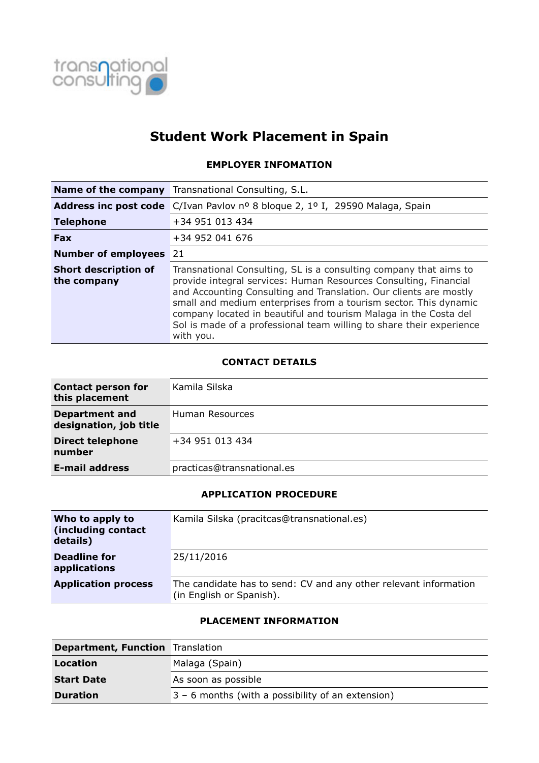transnational consulting

# Student Work Placement in Spain

### EMPLOYER INFOMATION

| | |
|---|---|
| **Name of the company** | Transnational Consulting, S.L. |
| **Address inc post code** | C/Ivan Pavlov nº 8 bloque 2, 1º I, 29590 Malaga, Spain |
| **Telephone** | +34 951 013 434 |
| **Fax** | +34 952 041 676 |
| **Number of employees** | 21 |
| **Short description of the company** | Transnational Consulting, SL is a consulting company that aims to provide integral services: Human Resources Consulting, Financial and Accounting Consulting and Translation. Our clients are mostly small and medium enterprises from a tourism sector. This dynamic company located in beautiful and tourism Malaga in the Costa del Sol is made of a professional team willing to share their experience with you. |

### CONTACT DETAILS

| | |
|---|---|
| **Contact person for this placement** | Kamila Silska |
| **Department and designation, job title** | Human Resources |
| **Direct telephone number** | +34 951 013 434 |
| **E-mail address** | practicas@transnational.es |

### APPLICATION PROCEDURE

| | |
|---|---|
| **Who to apply to (including contact details)** | Kamila Silska (pracitcas@transnational.es) |
| **Deadline for applications** | 25/11/2016 |
| **Application process** | The candidate has to send: CV and any other relevant information (in English or Spanish). |

### PLACEMENT INFORMATION

| | |
|---|---|
| **Department, Function** | Translation |
| **Location** | Malaga (Spain) |
| **Start Date** | As soon as possible |
| **Duration** | 3 – 6 months (with a possibility of an extension) |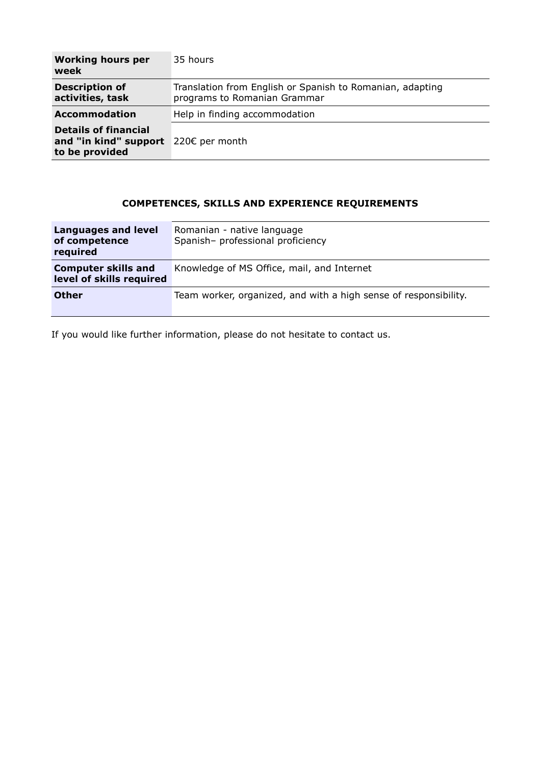| | |
|---|---|
| **Working hours per week** | 35 hours |
| **Description of activities, task** | Translation from English or Spanish to Romanian, adapting programs to Romanian Grammar |
| **Accommodation** | Help in finding accommodation |
| **Details of financial and "in kind" support to be provided** | 220€ per month |

**COMPETENCES, SKILLS AND EXPERIENCE REQUIREMENTS**

| | |
|---|---|
| **Languages and level of competence required** | Romanian - native language<br>Spanish– professional proficiency |
| **Computer skills and level of skills required** | Knowledge of MS Office, mail, and Internet |
| **Other** | Team worker, organized, and with a high sense of responsibility. |

If you would like further information, please do not hesitate to contact us.